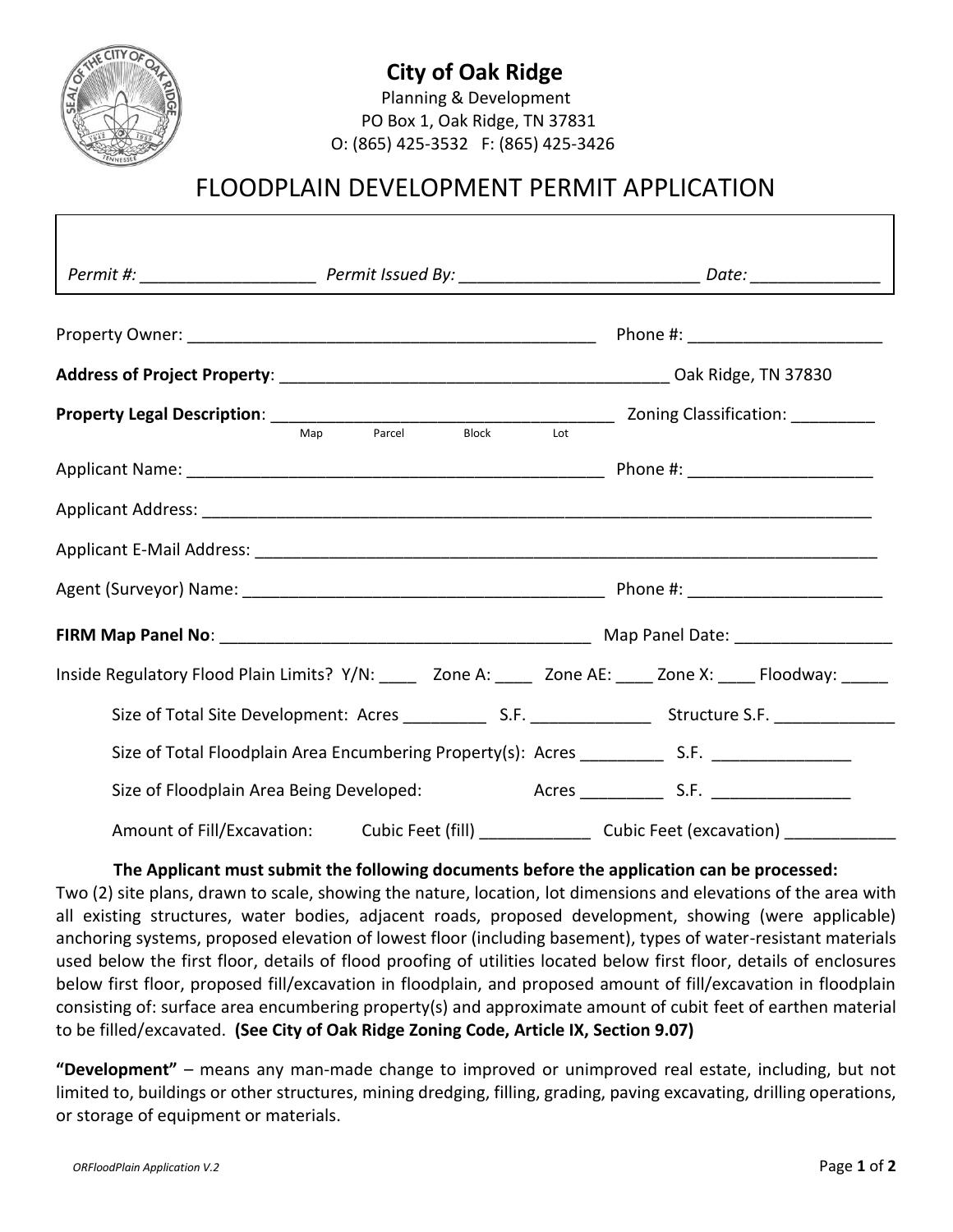**City of Oak Ridge**
Planning & Development
PO Box 1, Oak Ridge, TN 37831
O: (865) 425-3532   F: (865) 425-3426

# FLOODPLAIN DEVELOPMENT PERMIT APPLICATION

*Permit #:* __________________ *Permit Issued By:* _________________________ *Date:* ______________

Property Owner: ____________________________________________ Phone #: _____________________

**Address of Project Property**: ___________________________________________ Oak Ridge, TN 37830

**Property Legal Description**: _____________________________________ Zoning Classification: _________
(Map  Parcel  Block  Lot)

Applicant Name: _____________________________________________ Phone #: ____________________

Applicant Address: ___________________________________________________________________________

Applicant E-Mail Address: ______________________________________________________________________

Agent (Surveyor) Name: ______________________________________ Phone #: _____________________

**FIRM Map Panel No**: ________________________________________ Map Panel Date: _________________

Inside Regulatory Flood Plain Limits? Y/N: ____ Zone A: ____ Zone AE: ____ Zone X: ____ Floodway: _____

Size of Total Site Development: Acres _________ S.F. _____________ Structure S.F. _____________

Size of Total Floodplain Area Encumbering Property(s): Acres _________ S.F. _______________

Size of Floodplain Area Being Developed: Acres _________ S.F. _______________

Amount of Fill/Excavation: Cubic Feet (fill) ____________ Cubic Feet (excavation) ____________

**The Applicant must submit the following documents before the application can be processed:**
Two (2) site plans, drawn to scale, showing the nature, location, lot dimensions and elevations of the area with all existing structures, water bodies, adjacent roads, proposed development, showing (were applicable) anchoring systems, proposed elevation of lowest floor (including basement), types of water-resistant materials used below the first floor, details of flood proofing of utilities located below first floor, details of enclosures below first floor, proposed fill/excavation in floodplain, and proposed amount of fill/excavation in floodplain consisting of: surface area encumbering property(s) and approximate amount of cubit feet of earthen material to be filled/excavated. **(See City of Oak Ridge Zoning Code, Article IX, Section 9.07)**

**"Development"** – means any man-made change to improved or unimproved real estate, including, but not limited to, buildings or other structures, mining dredging, filling, grading, paving excavating, drilling operations, or storage of equipment or materials.

*ORFloodPlain Application V.2*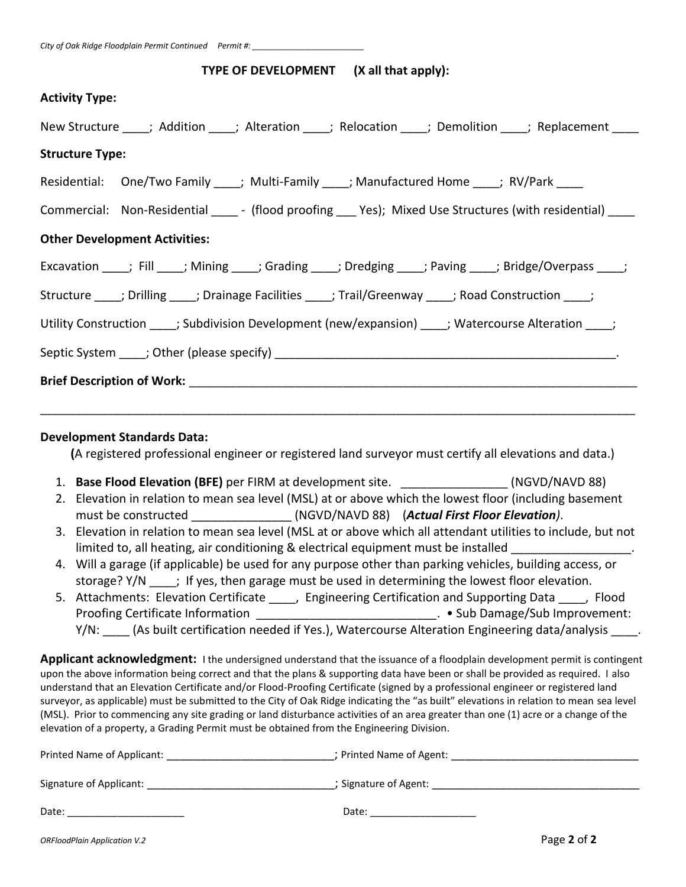City of Oak Ridge Floodplain Permit Continued  Permit #: ______________________

## TYPE OF DEVELOPMENT  (X all that apply):

**Activity Type:**

New Structure ____; Addition ____; Alteration ____; Relocation ____; Demolition ____; Replacement ____

**Structure Type:**

Residential: One/Two Family ____; Multi-Family ____; Manufactured Home ____; RV/Park ____

Commercial: Non-Residential ____ - (flood proofing ___ Yes); Mixed Use Structures (with residential) ____

**Other Development Activities:**

Excavation ____; Fill ____; Mining ____; Grading ____; Dredging ____; Paving ____; Bridge/Overpass ____;

Structure ____; Drilling ____; Drainage Facilities ____; Trail/Greenway ____; Road Construction ____;

Utility Construction ____; Subdivision Development (new/expansion) ____; Watercourse Alteration ____;

Septic System ____; Other (please specify) ______________________________________________________.

**Brief Description of Work:** ____________________________________________________________________

_____________________________________________________________________________________________

**Development Standards Data:**

**(**A registered professional engineer or registered land surveyor must certify all elevations and data.)

1. **Base Flood Elevation (BFE)** per FIRM at development site. _______________ (NGVD/NAVD 88)
2. Elevation in relation to mean sea level (MSL) at or above which the lowest floor (including basement must be constructed ______________ (NGVD/NAVD 88) (***Actual First Floor Elevation***).
3. Elevation in relation to mean sea level (MSL at or above which all attendant utilities to include, but not limited to, all heating, air conditioning & electrical equipment must be installed _________________.
4. Will a garage (if applicable) be used for any purpose other than parking vehicles, building access, or storage? Y/N ____; If yes, then garage must be used in determining the lowest floor elevation.
5. Attachments: Elevation Certificate ____, Engineering Certification and Supporting Data ____, Flood Proofing Certificate Information ___________________________. • Sub Damage/Sub Improvement: Y/N: ____ (As built certification needed if Yes.), Watercourse Alteration Engineering data/analysis ____.

**Applicant acknowledgment:** I the undersigned understand that the issuance of a floodplain development permit is contingent upon the above information being correct and that the plans & supporting data have been or shall be provided as required. I also understand that an Elevation Certificate and/or Flood-Proofing Certificate (signed by a professional engineer or registered land surveyor, as applicable) must be submitted to the City of Oak Ridge indicating the "as built" elevations in relation to mean sea level (MSL). Prior to commencing any site grading or land disturbance activities of an area greater than one (1) acre or a change of the elevation of a property, a Grading Permit must be obtained from the Engineering Division.

Printed Name of Applicant: _____________________________; Printed Name of Agent: _______________________________

Signature of Applicant: ________________________________; Signature of Agent: ___________________________________

Date: _____________________  Date: ___________________

ORFloodPlain Application V.2